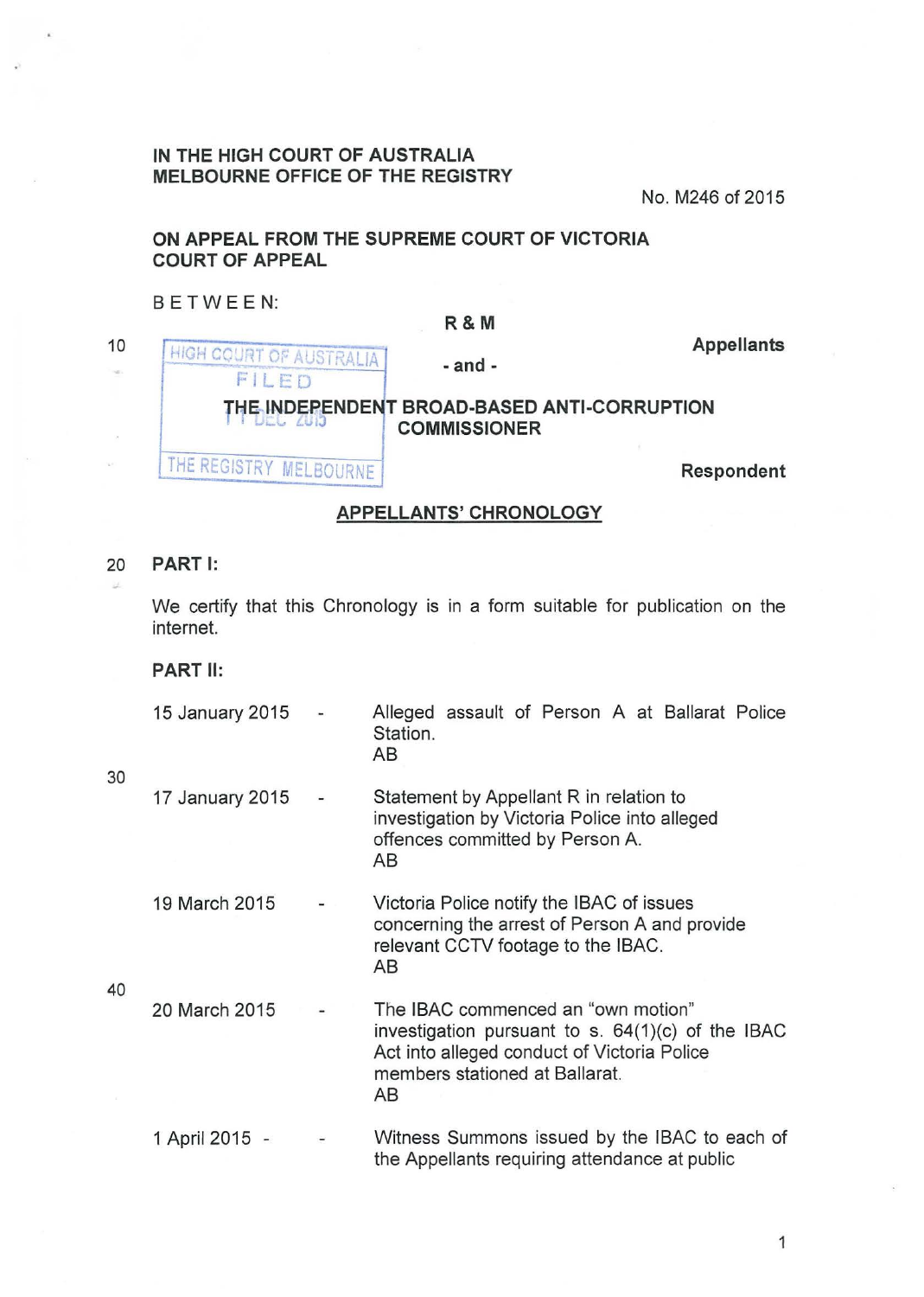IN THE HIGH COURT OF AUSTRALIA
MELBOURNE OFFICE OF THE REGISTRY

No. M246 of 2015

ON APPEAL FROM THE SUPREME COURT OF VICTORIA
COURT OF APPEAL

BETWEEN:

**R & M**

**Appellants**

**- and -**

**THE INDEPENDENT BROAD-BASED ANTI-CORRUPTION COMMISSIONER**

**Respondent**

HIGH COURT OF AUSTRALIA
FILED
11 DEC 2015
THE REGISTRY MELBOURNE

## APPELLANTS' CHRONOLOGY

### PART I:

We certify that this Chronology is in a form suitable for publication on the internet.

### PART II:

| | | |
|---|---|---|
| 15 January 2015 | - | Alleged assault of Person A at Ballarat Police Station.<br>AB |
| 17 January 2015 | - | Statement by Appellant R in relation to investigation by Victoria Police into alleged offences committed by Person A.<br>AB |
| 19 March 2015 | - | Victoria Police notify the IBAC of issues concerning the arrest of Person A and provide relevant CCTV footage to the IBAC.<br>AB |
| 20 March 2015 | - | The IBAC commenced an "own motion" investigation pursuant to s. 64(1)(c) of the IBAC Act into alleged conduct of Victoria Police members stationed at Ballarat.<br>AB |
| 1 April 2015 - | - | Witness Summons issued by the IBAC to each of the Appellants requiring attendance at public |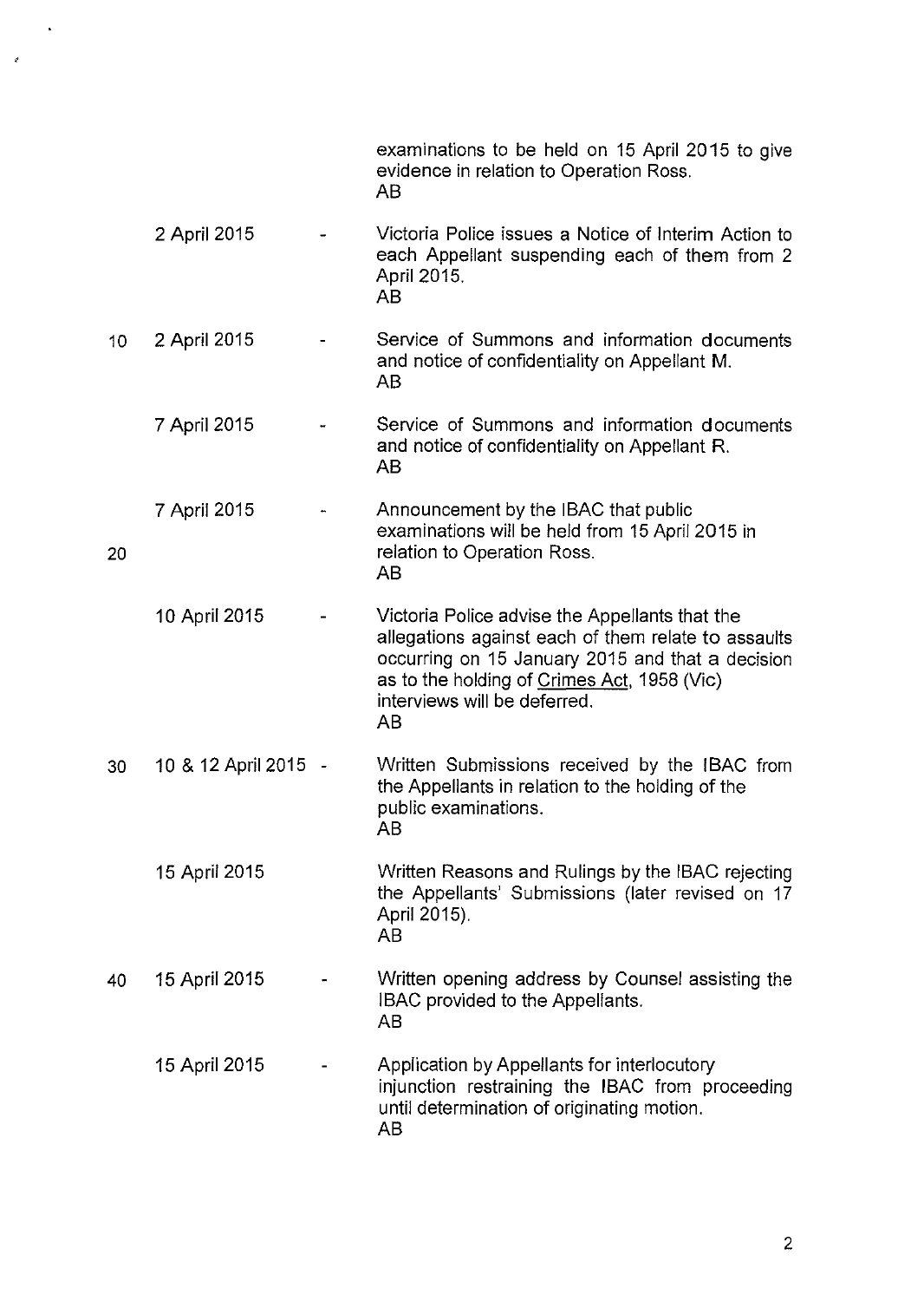| | | |
|---|---|---|
| | | examinations to be held on 15 April 2015 to give evidence in relation to Operation Ross. AB |
| 2 April 2015 | - | Victoria Police issues a Notice of Interim Action to each Appellant suspending each of them from 2 April 2015. AB |
| 2 April 2015 | - | Service of Summons and information documents and notice of confidentiality on Appellant M. AB |
| 7 April 2015 | - | Service of Summons and information documents and notice of confidentiality on Appellant R. AB |
| 7 April 2015 | - | Announcement by the IBAC that public examinations will be held from 15 April 2015 in relation to Operation Ross. AB |
| 10 April 2015 | - | Victoria Police advise the Appellants that the allegations against each of them relate to assaults occurring on 15 January 2015 and that a decision as to the holding of Crimes Act, 1958 (Vic) interviews will be deferred. AB |
| 10 & 12 April 2015 | - | Written Submissions received by the IBAC from the Appellants in relation to the holding of the public examinations. AB |
| 15 April 2015 | | Written Reasons and Rulings by the IBAC rejecting the Appellants' Submissions (later revised on 17 April 2015). AB |
| 15 April 2015 | - | Written opening address by Counsel assisting the IBAC provided to the Appellants. AB |
| 15 April 2015 | - | Application by Appellants for interlocutory injunction restraining the IBAC from proceeding until determination of originating motion. AB |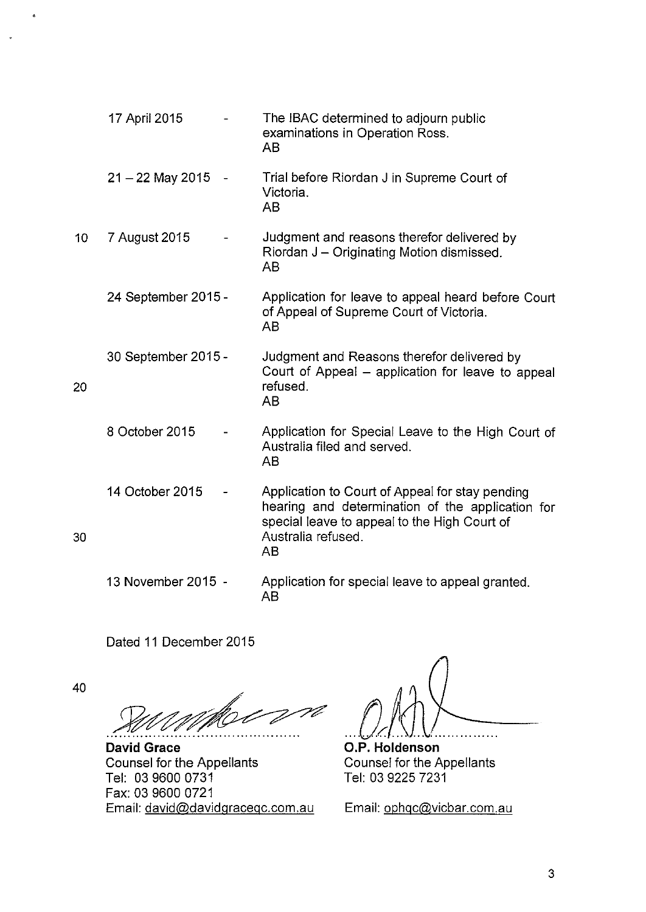| | | |
|---|---|---|
| 17 April 2015 | - | The IBAC determined to adjourn public examinations in Operation Ross. AB |
| 21 – 22 May 2015 | - | Trial before Riordan J in Supreme Court of Victoria. AB |
| 7 August 2015 | - | Judgment and reasons therefor delivered by Riordan J – Originating Motion dismissed. AB |
| 24 September 2015 | - | Application for leave to appeal heard before Court of Appeal of Supreme Court of Victoria. AB |
| 30 September 2015 | - | Judgment and Reasons therefor delivered by Court of Appeal – application for leave to appeal refused. AB |
| 8 October 2015 | - | Application for Special Leave to the High Court of Australia filed and served. AB |
| 14 October 2015 | - | Application to Court of Appeal for stay pending hearing and determination of the application for special leave to appeal to the High Court of Australia refused. AB |
| 13 November 2015 | - | Application for special leave to appeal granted. AB |

Dated 11 December 2015

**David Grace**
Counsel for the Appellants
Tel: 03 9600 0731
Fax: 03 9600 0721
Email: david@davidgraceqc.com.au

**O.P. Holdenson**
Counsel for the Appellants
Tel: 03 9225 7231

Email: ophqc@vicbar.com.au